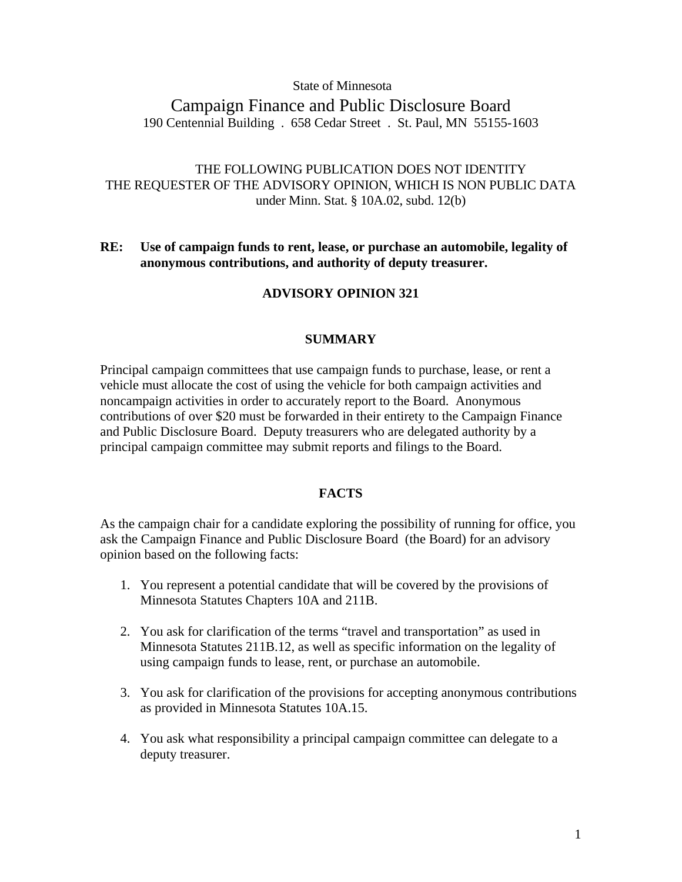State of Minnesota

# Campaign Finance and Public Disclosure Board

190 Centennial Building . 658 Cedar Street . St. Paul, MN 55155-1603

THE FOLLOWING PUBLICATION DOES NOT IDENTITY
THE REQUESTER OF THE ADVISORY OPINION, WHICH IS NON PUBLIC DATA
under Minn. Stat. § 10A.02, subd. 12(b)

**RE: Use of campaign funds to rent, lease, or purchase an automobile, legality of anonymous contributions, and authority of deputy treasurer.**

## ADVISORY OPINION 321

## SUMMARY

Principal campaign committees that use campaign funds to purchase, lease, or rent a vehicle must allocate the cost of using the vehicle for both campaign activities and noncampaign activities in order to accurately report to the Board. Anonymous contributions of over $20 must be forwarded in their entirety to the Campaign Finance and Public Disclosure Board. Deputy treasurers who are delegated authority by a principal campaign committee may submit reports and filings to the Board.

## FACTS

As the campaign chair for a candidate exploring the possibility of running for office, you ask the Campaign Finance and Public Disclosure Board (the Board) for an advisory opinion based on the following facts:

1. You represent a potential candidate that will be covered by the provisions of Minnesota Statutes Chapters 10A and 211B.

2. You ask for clarification of the terms "travel and transportation" as used in Minnesota Statutes 211B.12, as well as specific information on the legality of using campaign funds to lease, rent, or purchase an automobile.

3. You ask for clarification of the provisions for accepting anonymous contributions as provided in Minnesota Statutes 10A.15.

4. You ask what responsibility a principal campaign committee can delegate to a deputy treasurer.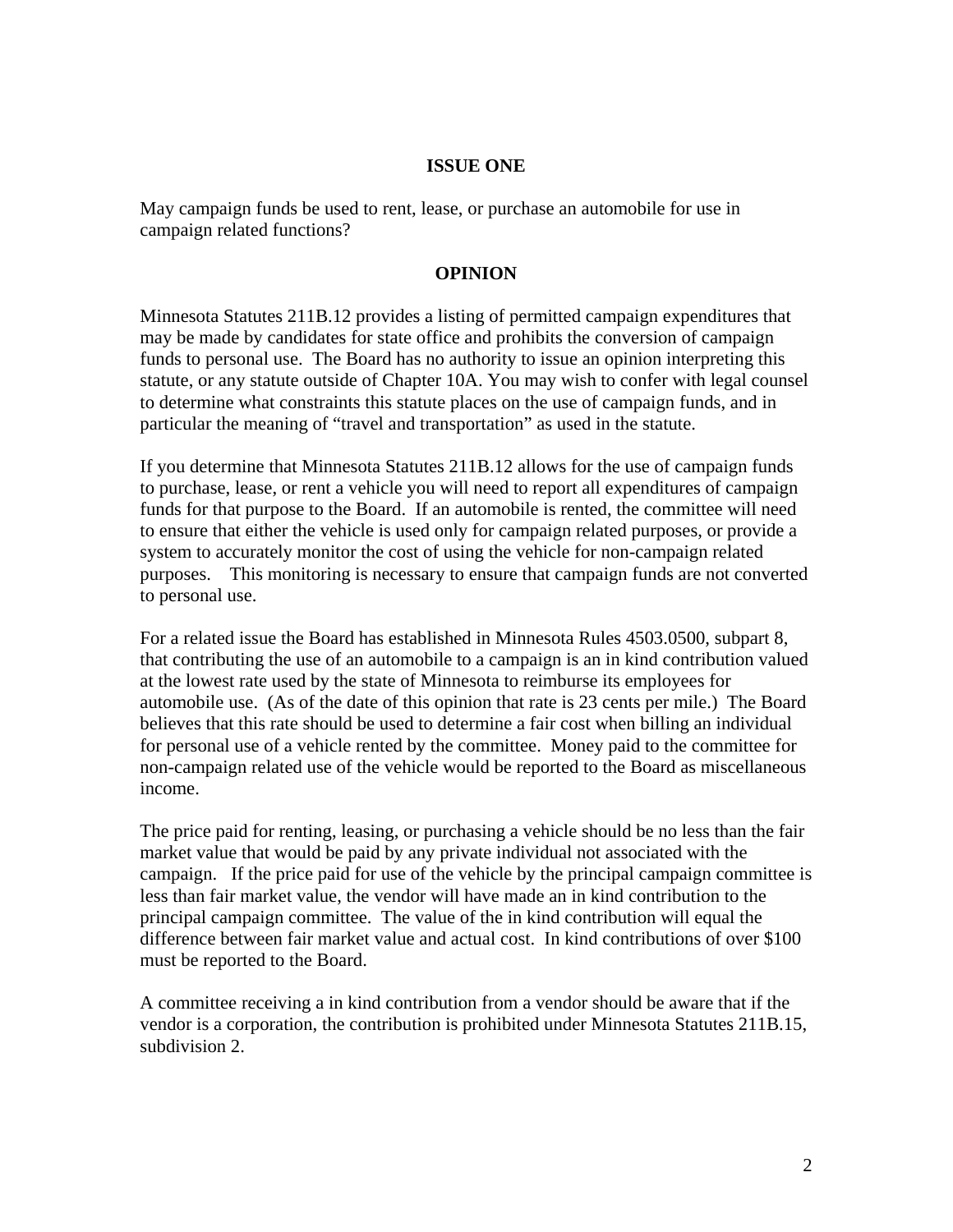## ISSUE ONE

May campaign funds be used to rent, lease, or purchase an automobile for use in campaign related functions?

## OPINION

Minnesota Statutes 211B.12 provides a listing of permitted campaign expenditures that may be made by candidates for state office and prohibits the conversion of campaign funds to personal use. The Board has no authority to issue an opinion interpreting this statute, or any statute outside of Chapter 10A. You may wish to confer with legal counsel to determine what constraints this statute places on the use of campaign funds, and in particular the meaning of "travel and transportation" as used in the statute.

If you determine that Minnesota Statutes 211B.12 allows for the use of campaign funds to purchase, lease, or rent a vehicle you will need to report all expenditures of campaign funds for that purpose to the Board. If an automobile is rented, the committee will need to ensure that either the vehicle is used only for campaign related purposes, or provide a system to accurately monitor the cost of using the vehicle for non-campaign related purposes. This monitoring is necessary to ensure that campaign funds are not converted to personal use.

For a related issue the Board has established in Minnesota Rules 4503.0500, subpart 8, that contributing the use of an automobile to a campaign is an in kind contribution valued at the lowest rate used by the state of Minnesota to reimburse its employees for automobile use. (As of the date of this opinion that rate is 23 cents per mile.) The Board believes that this rate should be used to determine a fair cost when billing an individual for personal use of a vehicle rented by the committee. Money paid to the committee for non-campaign related use of the vehicle would be reported to the Board as miscellaneous income.

The price paid for renting, leasing, or purchasing a vehicle should be no less than the fair market value that would be paid by any private individual not associated with the campaign. If the price paid for use of the vehicle by the principal campaign committee is less than fair market value, the vendor will have made an in kind contribution to the principal campaign committee. The value of the in kind contribution will equal the difference between fair market value and actual cost. In kind contributions of over $100 must be reported to the Board.

A committee receiving a in kind contribution from a vendor should be aware that if the vendor is a corporation, the contribution is prohibited under Minnesota Statutes 211B.15, subdivision 2.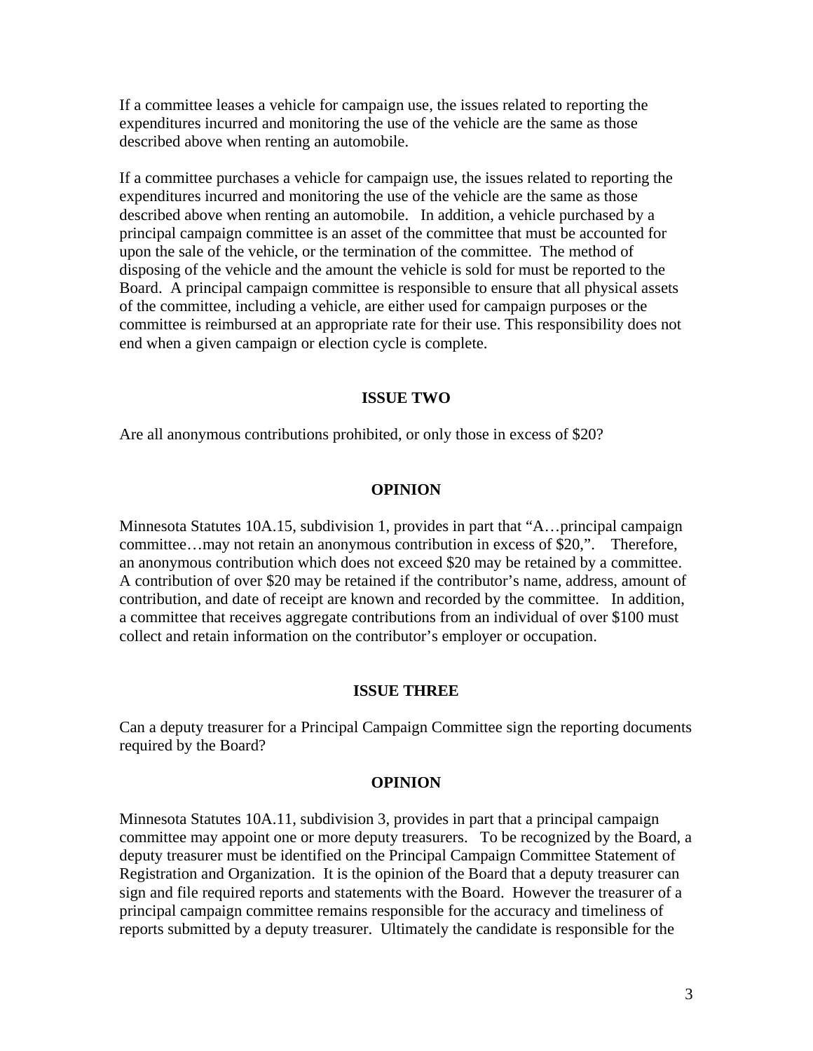If a committee leases a vehicle for campaign use, the issues related to reporting the expenditures incurred and monitoring the use of the vehicle are the same as those described above when renting an automobile.

If a committee purchases a vehicle for campaign use, the issues related to reporting the expenditures incurred and monitoring the use of the vehicle are the same as those described above when renting an automobile. In addition, a vehicle purchased by a principal campaign committee is an asset of the committee that must be accounted for upon the sale of the vehicle, or the termination of the committee. The method of disposing of the vehicle and the amount the vehicle is sold for must be reported to the Board. A principal campaign committee is responsible to ensure that all physical assets of the committee, including a vehicle, are either used for campaign purposes or the committee is reimbursed at an appropriate rate for their use. This responsibility does not end when a given campaign or election cycle is complete.

## ISSUE TWO

Are all anonymous contributions prohibited, or only those in excess of $20?

## OPINION

Minnesota Statutes 10A.15, subdivision 1, provides in part that "A…principal campaign committee…may not retain an anonymous contribution in excess of $20,". Therefore, an anonymous contribution which does not exceed $20 may be retained by a committee. A contribution of over $20 may be retained if the contributor's name, address, amount of contribution, and date of receipt are known and recorded by the committee. In addition, a committee that receives aggregate contributions from an individual of over $100 must collect and retain information on the contributor's employer or occupation.

## ISSUE THREE

Can a deputy treasurer for a Principal Campaign Committee sign the reporting documents required by the Board?

## OPINION

Minnesota Statutes 10A.11, subdivision 3, provides in part that a principal campaign committee may appoint one or more deputy treasurers. To be recognized by the Board, a deputy treasurer must be identified on the Principal Campaign Committee Statement of Registration and Organization. It is the opinion of the Board that a deputy treasurer can sign and file required reports and statements with the Board. However the treasurer of a principal campaign committee remains responsible for the accuracy and timeliness of reports submitted by a deputy treasurer. Ultimately the candidate is responsible for the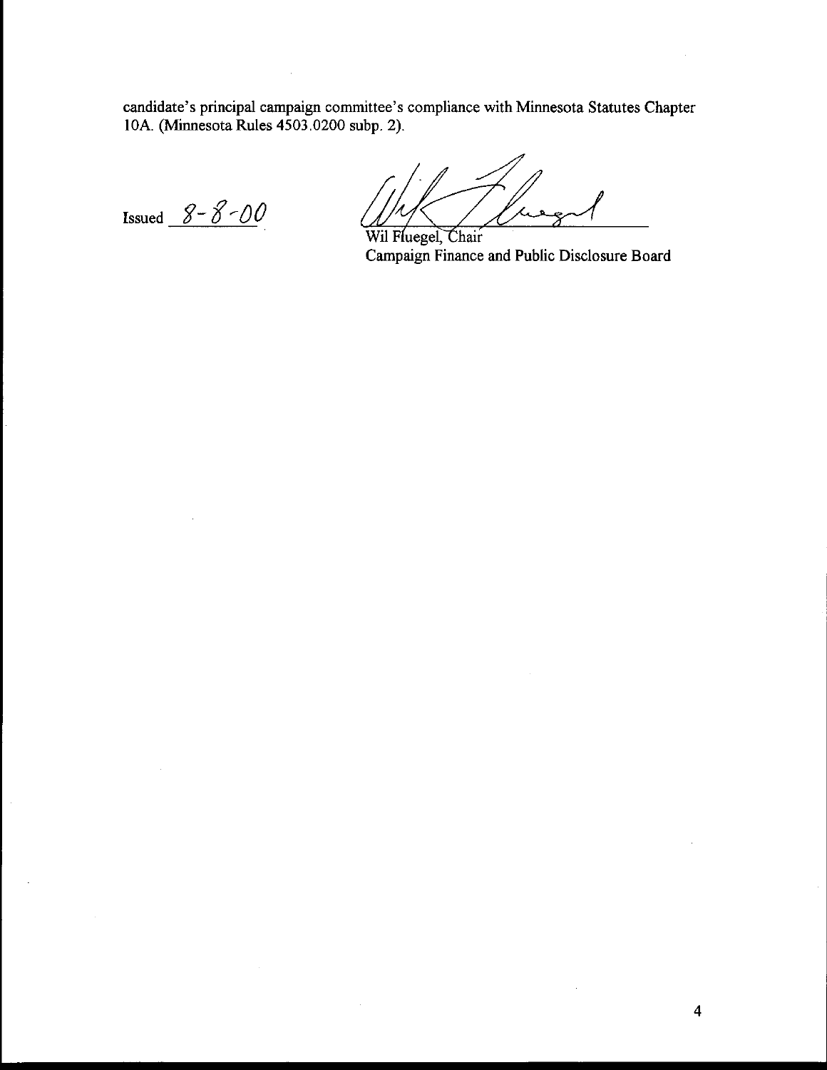candidate's principal campaign committee's compliance with Minnesota Statutes Chapter 10A. (Minnesota Rules 4503.0200 subp. 2).

Issued 8-8-00

Wil Fluegel, Chair
Campaign Finance and Public Disclosure Board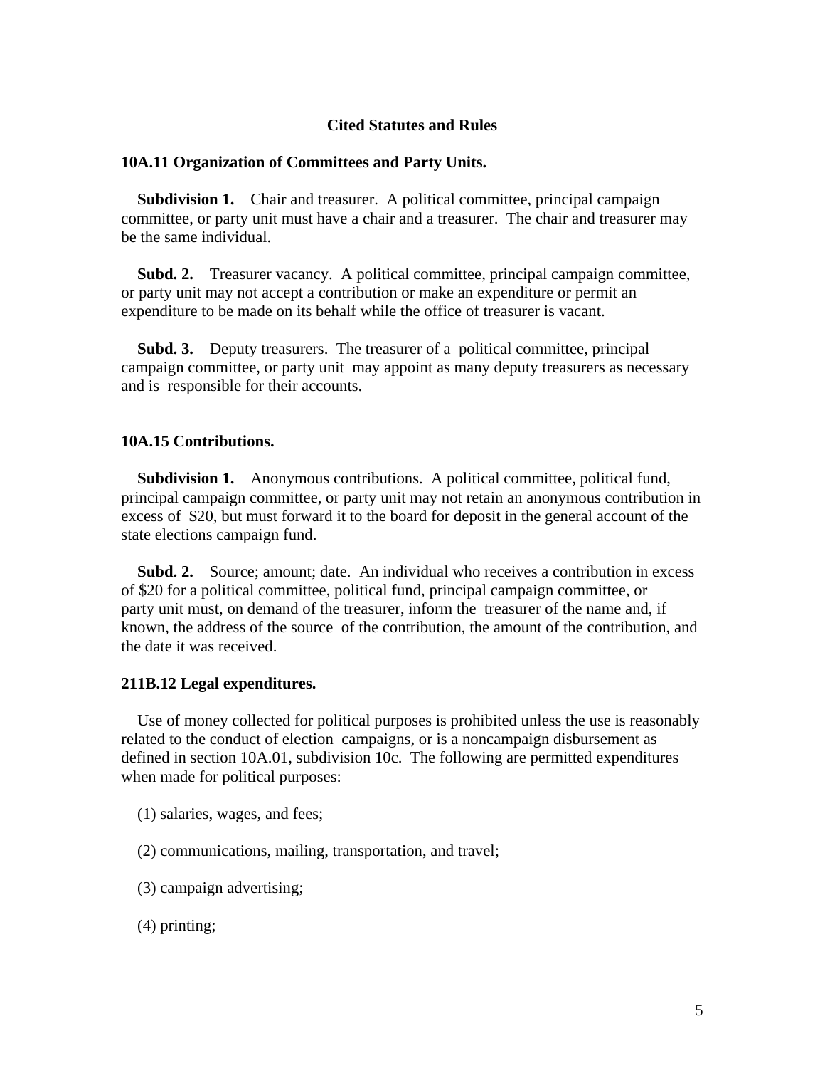## Cited Statutes and Rules

### 10A.11 Organization of Committees and Party Units.

**Subdivision 1.** Chair and treasurer. A political committee, principal campaign committee, or party unit must have a chair and a treasurer. The chair and treasurer may be the same individual.

**Subd. 2.** Treasurer vacancy. A political committee, principal campaign committee, or party unit may not accept a contribution or make an expenditure or permit an expenditure to be made on its behalf while the office of treasurer is vacant.

**Subd. 3.** Deputy treasurers. The treasurer of a political committee, principal campaign committee, or party unit may appoint as many deputy treasurers as necessary and is responsible for their accounts.

### 10A.15 Contributions.

**Subdivision 1.** Anonymous contributions. A political committee, political fund, principal campaign committee, or party unit may not retain an anonymous contribution in excess of $20, but must forward it to the board for deposit in the general account of the state elections campaign fund.

**Subd. 2.** Source; amount; date. An individual who receives a contribution in excess of $20 for a political committee, political fund, principal campaign committee, or party unit must, on demand of the treasurer, inform the treasurer of the name and, if known, the address of the source of the contribution, the amount of the contribution, and the date it was received.

### 211B.12 Legal expenditures.

Use of money collected for political purposes is prohibited unless the use is reasonably related to the conduct of election campaigns, or is a noncampaign disbursement as defined in section 10A.01, subdivision 10c. The following are permitted expenditures when made for political purposes:

(1) salaries, wages, and fees;

(2) communications, mailing, transportation, and travel;

(3) campaign advertising;

(4) printing;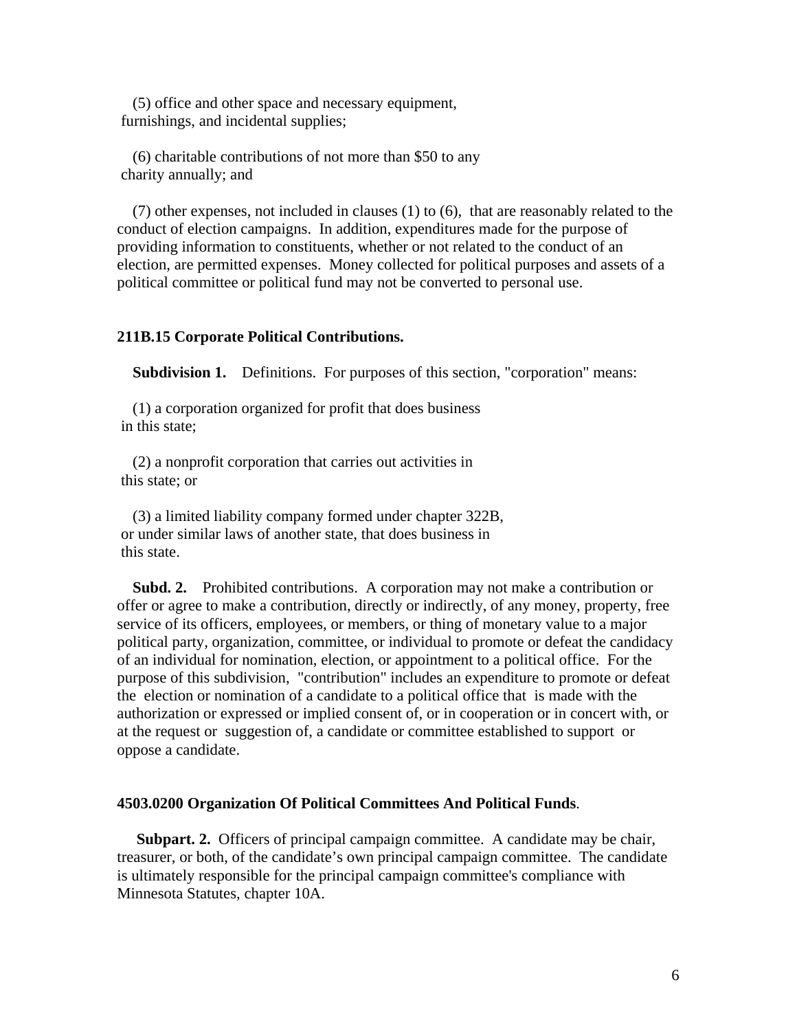(5) office and other space and necessary equipment, furnishings, and incidental supplies;

(6) charitable contributions of not more than $50 to any charity annually; and

(7) other expenses, not included in clauses (1) to (6), that are reasonably related to the conduct of election campaigns. In addition, expenditures made for the purpose of providing information to constituents, whether or not related to the conduct of an election, are permitted expenses. Money collected for political purposes and assets of a political committee or political fund may not be converted to personal use.

### 211B.15 Corporate Political Contributions.

**Subdivision 1.** Definitions. For purposes of this section, "corporation" means:

(1) a corporation organized for profit that does business in this state;

(2) a nonprofit corporation that carries out activities in this state; or

(3) a limited liability company formed under chapter 322B, or under similar laws of another state, that does business in this state.

**Subd. 2.** Prohibited contributions. A corporation may not make a contribution or offer or agree to make a contribution, directly or indirectly, of any money, property, free service of its officers, employees, or members, or thing of monetary value to a major political party, organization, committee, or individual to promote or defeat the candidacy of an individual for nomination, election, or appointment to a political office. For the purpose of this subdivision, "contribution" includes an expenditure to promote or defeat the election or nomination of a candidate to a political office that is made with the authorization or expressed or implied consent of, or in cooperation or in concert with, or at the request or suggestion of, a candidate or committee established to support or oppose a candidate.

### 4503.0200 Organization Of Political Committees And Political Funds.

**Subpart. 2.** Officers of principal campaign committee. A candidate may be chair, treasurer, or both, of the candidate's own principal campaign committee. The candidate is ultimately responsible for the principal campaign committee's compliance with Minnesota Statutes, chapter 10A.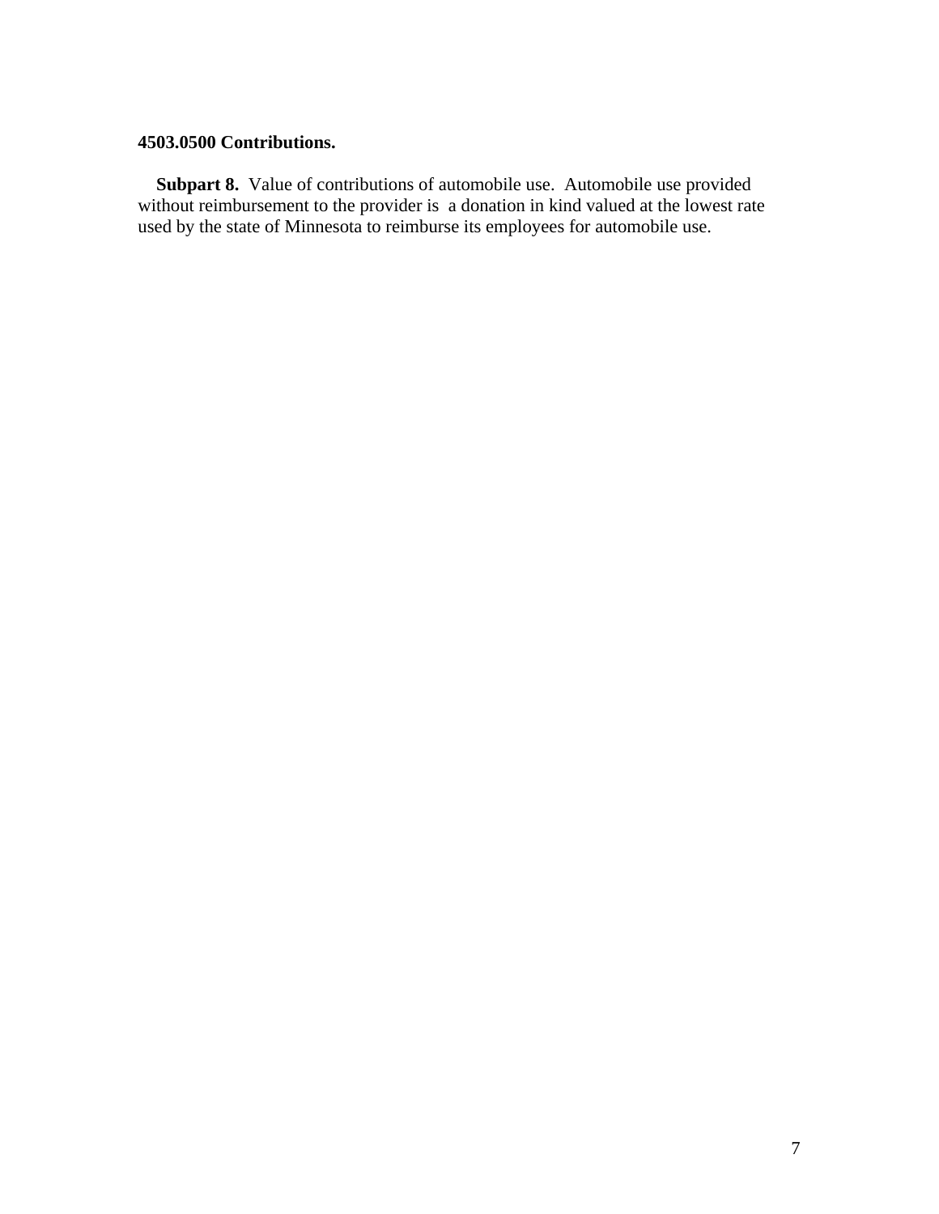**4503.0500 Contributions.**

**Subpart 8.** Value of contributions of automobile use. Automobile use provided without reimbursement to the provider is a donation in kind valued at the lowest rate used by the state of Minnesota to reimburse its employees for automobile use.